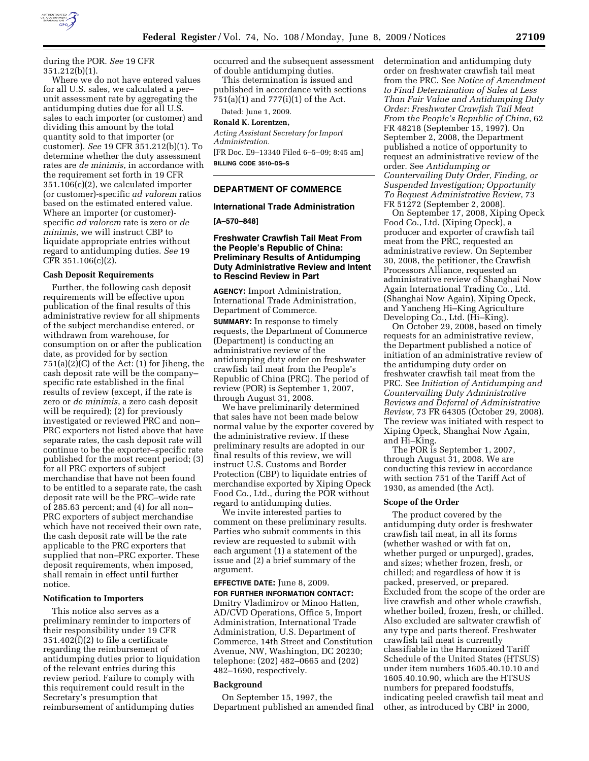during the POR. *See* 19 CFR 351.212(b)(1).

Where we do not have entered values for all U.S. sales, we calculated a per–unit assessment rate by aggregating the antidumping duties due for all U.S. sales to each importer (or customer) and dividing this amount by the total quantity sold to that importer (or customer). *See* 19 CFR 351.212(b)(1). To determine whether the duty assessment rates are *de minimis*, in accordance with the requirement set forth in 19 CFR 351.106(c)(2), we calculated importer (or customer)-specific *ad valorem* ratios based on the estimated entered value. Where an importer (or customer)-specific *ad valorem* rate is zero or *de minimis*, we will instruct CBP to liquidate appropriate entries without regard to antidumping duties. *See* 19 CFR 351.106(c)(2).

**Cash Deposit Requirements**

Further, the following cash deposit requirements will be effective upon publication of the final results of this administrative review for all shipments of the subject merchandise entered, or withdrawn from warehouse, for consumption on or after the publication date, as provided for by section 751(a)(2)(C) of the Act: (1) for Jiheng, the cash deposit rate will be the company–specific rate established in the final results of review (except, if the rate is zero or *de minimis*, a zero cash deposit will be required); (2) for previously investigated or reviewed PRC and non–PRC exporters not listed above that have separate rates, the cash deposit rate will continue to be the exporter–specific rate published for the most recent period; (3) for all PRC exporters of subject merchandise that have not been found to be entitled to a separate rate, the cash deposit rate will be the PRC–wide rate of 285.63 percent; and (4) for all non–PRC exporters of subject merchandise which have not received their own rate, the cash deposit rate will be the rate applicable to the PRC exporters that supplied that non–PRC exporter. These deposit requirements, when imposed, shall remain in effect until further notice.

**Notification to Importers**

This notice also serves as a preliminary reminder to importers of their responsibility under 19 CFR 351.402(f)(2) to file a certificate regarding the reimbursement of antidumping duties prior to liquidation of the relevant entries during this review period. Failure to comply with this requirement could result in the Secretary's presumption that reimbursement of antidumping duties occurred and the subsequent assessment of double antidumping duties.

This determination is issued and published in accordance with sections 751(a)(1) and 777(i)(1) of the Act.

Dated: June 1, 2009.

**Ronald K. Lorentzen,**

*Acting Assistant Secretary for Import Administration.*

[FR Doc. E9–13340 Filed 6–5–09; 8:45 am]

**BILLING CODE 3510–DS–S**

---

## DEPARTMENT OF COMMERCE

### International Trade Administration

**[A–570–848]**

### Freshwater Crawfish Tail Meat From the People's Republic of China: Preliminary Results of Antidumping Duty Administrative Review and Intent to Rescind Review in Part

**AGENCY:** Import Administration, International Trade Administration, Department of Commerce.

**SUMMARY:** In response to timely requests, the Department of Commerce (Department) is conducting an administrative review of the antidumping duty order on freshwater crawfish tail meat from the People's Republic of China (PRC). The period of review (POR) is September 1, 2007, through August 31, 2008.

We have preliminarily determined that sales have not been made below normal value by the exporter covered by the administrative review. If these preliminary results are adopted in our final results of this review, we will instruct U.S. Customs and Border Protection (CBP) to liquidate entries of merchandise exported by Xiping Opeck Food Co., Ltd., during the POR without regard to antidumping duties.

We invite interested parties to comment on these preliminary results. Parties who submit comments in this review are requested to submit with each argument (1) a statement of the issue and (2) a brief summary of the argument.

**EFFECTIVE DATE:** June 8, 2009.

**FOR FURTHER INFORMATION CONTACT:** Dmitry Vladimirov or Minoo Hatten, AD/CVD Operations, Office 5, Import Administration, International Trade Administration, U.S. Department of Commerce, 14th Street and Constitution Avenue, NW, Washington, DC 20230; telephone: (202) 482–0665 and (202) 482–1690, respectively.

**Background**

On September 15, 1997, the Department published an amended final determination and antidumping duty order on freshwater crawfish tail meat from the PRC. See *Notice of Amendment to Final Determination of Sales at Less Than Fair Value and Antidumping Duty Order: Freshwater Crawfish Tail Meat From the People's Republic of China*, 62 FR 48218 (September 15, 1997). On September 2, 2008, the Department published a notice of opportunity to request an administrative review of the order. See *Antidumping or Countervailing Duty Order, Finding, or Suspended Investigation; Opportunity To Request Administrative Review*, 73 FR 51272 (September 2, 2008).

On September 17, 2008, Xiping Opeck Food Co., Ltd. (Xiping Opeck), a producer and exporter of crawfish tail meat from the PRC, requested an administrative review. On September 30, 2008, the petitioner, the Crawfish Processors Alliance, requested an administrative review of Shanghai Now Again International Trading Co., Ltd. (Shanghai Now Again), Xiping Opeck, and Yancheng Hi–King Agriculture Developing Co., Ltd. (Hi–King).

On October 29, 2008, based on timely requests for an administrative review, the Department published a notice of initiation of an administrative review of the antidumping duty order on freshwater crawfish tail meat from the PRC. See *Initiation of Antidumping and Countervailing Duty Administrative Reviews and Deferral of Administrative Review*, 73 FR 64305 (October 29, 2008). The review was initiated with respect to Xiping Opeck, Shanghai Now Again, and Hi–King.

The POR is September 1, 2007, through August 31, 2008. We are conducting this review in accordance with section 751 of the Tariff Act of 1930, as amended (the Act).

**Scope of the Order**

The product covered by the antidumping duty order is freshwater crawfish tail meat, in all its forms (whether washed or with fat on, whether purged or unpurged), grades, and sizes; whether frozen, fresh, or chilled; and regardless of how it is packed, preserved, or prepared. Excluded from the scope of the order are live crawfish and other whole crawfish, whether boiled, frozen, fresh, or chilled. Also excluded are saltwater crawfish of any type and parts thereof. Freshwater crawfish tail meat is currently classifiable in the Harmonized Tariff Schedule of the United States (HTSUS) under item numbers 1605.40.10.10 and 1605.40.10.90, which are the HTSUS numbers for prepared foodstuffs, indicating peeled crawfish tail meat and other, as introduced by CBP in 2000,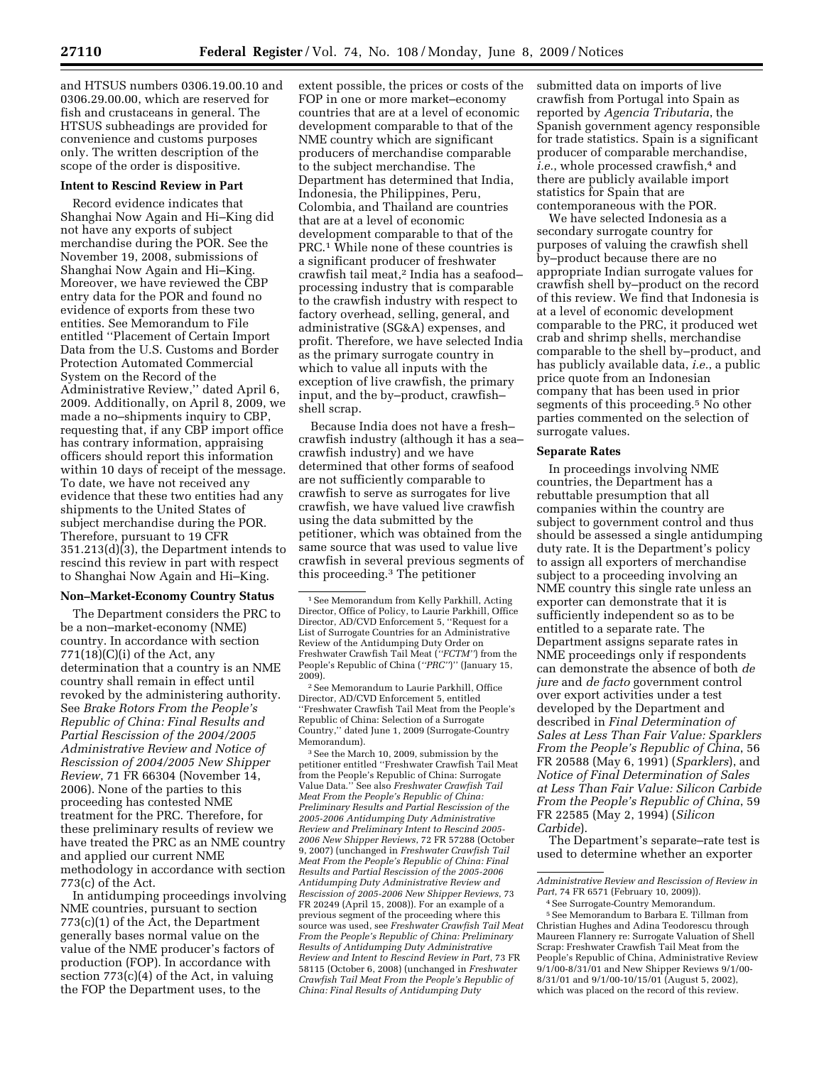and HTSUS numbers 0306.19.00.10 and 0306.29.00.00, which are reserved for fish and crustaceans in general. The HTSUS subheadings are provided for convenience and customs purposes only. The written description of the scope of the order is dispositive.

**Intent to Rescind Review in Part**

Record evidence indicates that Shanghai Now Again and Hi–King did not have any exports of subject merchandise during the POR. See the November 19, 2008, submissions of Shanghai Now Again and Hi–King. Moreover, we have reviewed the CBP entry data for the POR and found no evidence of exports from these two entities. See Memorandum to File entitled ''Placement of Certain Import Data from the U.S. Customs and Border Protection Automated Commercial System on the Record of the Administrative Review,'' dated April 6, 2009. Additionally, on April 8, 2009, we made a no–shipments inquiry to CBP, requesting that, if any CBP import office has contrary information, appraising officers should report this information within 10 days of receipt of the message. To date, we have not received any evidence that these two entities had any shipments to the United States of subject merchandise during the POR. Therefore, pursuant to 19 CFR 351.213(d)(3), the Department intends to rescind this review in part with respect to Shanghai Now Again and Hi–King.

**Non–Market-Economy Country Status**

The Department considers the PRC to be a non–market-economy (NME) country. In accordance with section 771(18)(C)(i) of the Act, any determination that a country is an NME country shall remain in effect until revoked by the administering authority. See *Brake Rotors From the People's Republic of China: Final Results and Partial Rescission of the 2004/2005 Administrative Review and Notice of Rescission of 2004/2005 New Shipper Review*, 71 FR 66304 (November 14, 2006). None of the parties to this proceeding has contested NME treatment for the PRC. Therefore, for these preliminary results of review we have treated the PRC as an NME country and applied our current NME methodology in accordance with section 773(c) of the Act.

In antidumping proceedings involving NME countries, pursuant to section 773(c)(1) of the Act, the Department generally bases normal value on the value of the NME producer's factors of production (FOP). In accordance with section 773(c)(4) of the Act, in valuing the FOP the Department uses, to the extent possible, the prices or costs of the FOP in one or more market–economy countries that are at a level of economic development comparable to that of the NME country which are significant producers of merchandise comparable to the subject merchandise. The Department has determined that India, Indonesia, the Philippines, Peru, Colombia, and Thailand are countries that are at a level of economic development comparable to that of the PRC.[1] While none of these countries is a significant producer of freshwater crawfish tail meat,[2] India has a seafood–processing industry that is comparable to the crawfish industry with respect to factory overhead, selling, general, and administrative (SG&A) expenses, and profit. Therefore, we have selected India as the primary surrogate country in which to value all inputs with the exception of live crawfish, the primary input, and the by–product, crawfish–shell scrap.

Because India does not have a fresh–crawfish industry (although it has a sea–crawfish industry) and we have determined that other forms of seafood are not sufficiently comparable to crawfish to serve as surrogates for live crawfish, we have valued live crawfish using the data submitted by the petitioner, which was obtained from the same source that was used to value live crawfish in several previous segments of this proceeding.[3] The petitioner submitted data on imports of live crawfish from Portugal into Spain as reported by *Agencia Tributaria*, the Spanish government agency responsible for trade statistics. Spain is a significant producer of comparable merchandise, *i.e.*, whole processed crawfish,[4] and there are publicly available import statistics for Spain that are contemporaneous with the POR.

We have selected Indonesia as a secondary surrogate country for purposes of valuing the crawfish shell by–product because there are no appropriate Indian surrogate values for crawfish shell by–product on the record of this review. We find that Indonesia is at a level of economic development comparable to the PRC, it produced wet crab and shrimp shells, merchandise comparable to the shell by–product, and has publicly available data, *i.e.*, a public price quote from an Indonesian company that has been used in prior segments of this proceeding.[5] No other parties commented on the selection of surrogate values.

**Separate Rates**

In proceedings involving NME countries, the Department has a rebuttable presumption that all companies within the country are subject to government control and thus should be assessed a single antidumping duty rate. It is the Department's policy to assign all exporters of merchandise subject to a proceeding involving an NME country this single rate unless an exporter can demonstrate that it is sufficiently independent so as to be entitled to a separate rate. The Department assigns separate rates in NME proceedings only if respondents can demonstrate the absence of both *de jure* and *de facto* government control over export activities under a test developed by the Department and described in *Final Determination of Sales at Less Than Fair Value: Sparklers From the People's Republic of China*, 56 FR 20588 (May 6, 1991) (*Sparklers*), and *Notice of Final Determination of Sales at Less Than Fair Value: Silicon Carbide From the People's Republic of China*, 59 FR 22585 (May 2, 1994) (*Silicon Carbide*).

The Department's separate–rate test is used to determine whether an exporter

---

[1] See Memorandum from Kelly Parkhill, Acting Director, Office of Policy, to Laurie Parkhill, Office Director, AD/CVD Enforcement 5, ''Request for a List of Surrogate Countries for an Administrative Review of the Antidumping Duty Order on Freshwater Crawfish Tail Meat (*''FCTM''*) from the People's Republic of China (*''PRC''*)'' (January 15, 2009).

[2] See Memorandum to Laurie Parkhill, Office Director, AD/CVD Enforcement 5, entitled ''Freshwater Crawfish Tail Meat from the People's Republic of China: Selection of a Surrogate Country,'' dated June 1, 2009 (Surrogate-Country Memorandum).

[3] See the March 10, 2009, submission by the petitioner entitled ''Freshwater Crawfish Tail Meat from the People's Republic of China: Surrogate Value Data.'' See also *Freshwater Crawfish Tail Meat From the People's Republic of China: Preliminary Results and Partial Rescission of the 2005-2006 Antidumping Duty Administrative Review and Preliminary Intent to Rescind 2005-2006 New Shipper Reviews*, 72 FR 57288 (October 9, 2007) (unchanged in *Freshwater Crawfish Tail Meat From the People's Republic of China: Final Results and Partial Rescission of the 2005-2006 Antidumping Duty Administrative Review and Rescission of 2005-2006 New Shipper Reviews*, 73 FR 20249 (April 15, 2008)). For an example of a previous segment of the proceeding where this source was used, see *Freshwater Crawfish Tail Meat From the People's Republic of China: Preliminary Results of Antidumping Duty Administrative Review and Intent to Rescind Review in Part*, 73 FR 58115 (October 6, 2008) (unchanged in *Freshwater Crawfish Tail Meat From the People's Republic of China: Final Results of Antidumping Duty Administrative Review and Rescission of Review in Part*, 74 FR 6571 (February 10, 2009)).

[4] See Surrogate-Country Memorandum.

[5] See Memorandum to Barbara E. Tillman from Christian Hughes and Adina Teodorescu through Maureen Flannery re: Surrogate Valuation of Shell Scrap: Freshwater Crawfish Tail Meat from the People's Republic of China, Administrative Review 9/1/00-8/31/01 and New Shipper Reviews 9/1/00-8/31/01 and 9/1/00-10/15/01 (August 5, 2002), which was placed on the record of this review.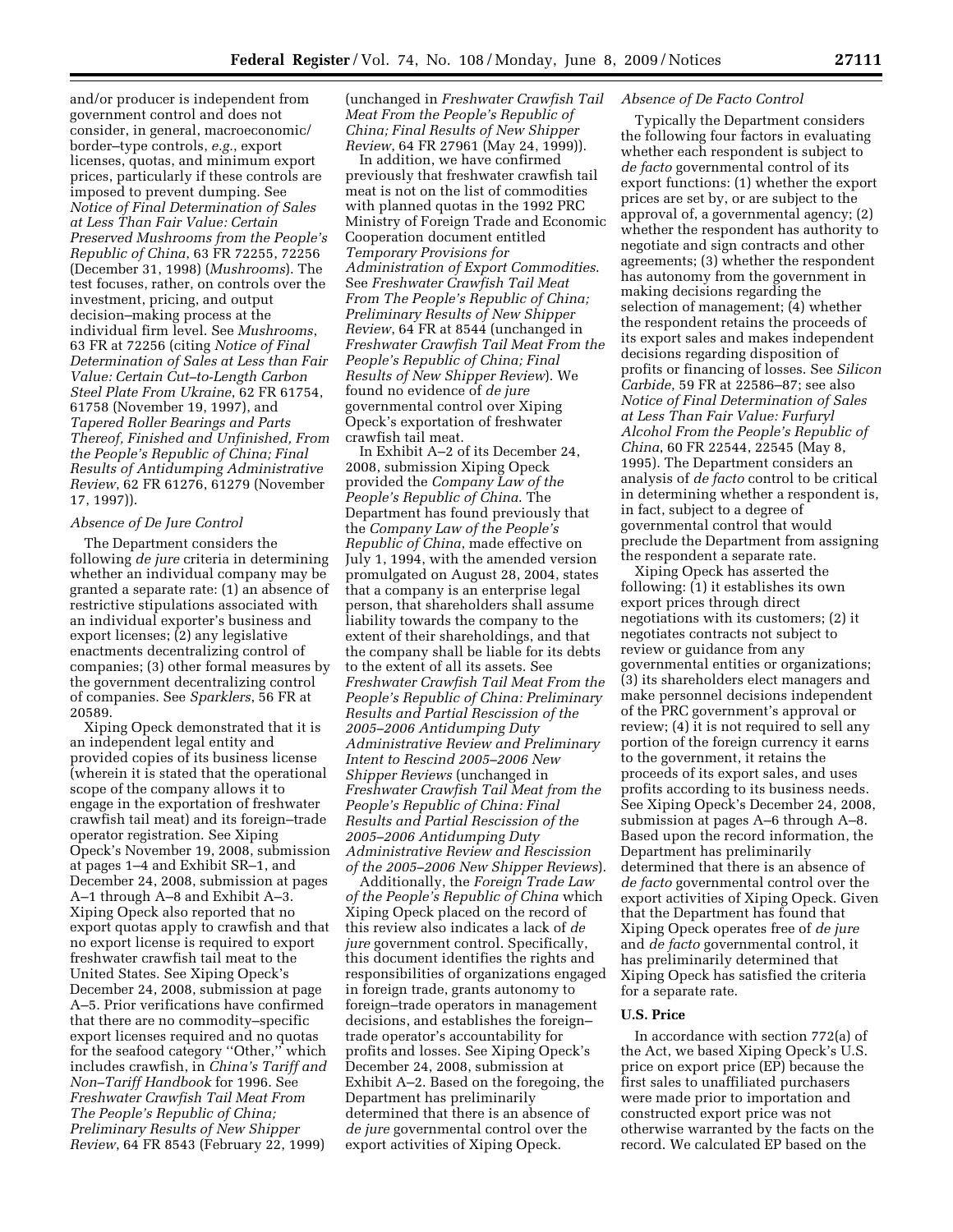and/or producer is independent from government control and does not consider, in general, macroeconomic/border–type controls, *e.g.*, export licenses, quotas, and minimum export prices, particularly if these controls are imposed to prevent dumping. See *Notice of Final Determination of Sales at Less Than Fair Value: Certain Preserved Mushrooms from the People's Republic of China*, 63 FR 72255, 72256 (December 31, 1998) (*Mushrooms*). The test focuses, rather, on controls over the investment, pricing, and output decision–making process at the individual firm level. See *Mushrooms*, 63 FR at 72256 (citing *Notice of Final Determination of Sales at Less than Fair Value: Certain Cut–to-Length Carbon Steel Plate From Ukraine*, 62 FR 61754, 61758 (November 19, 1997), and *Tapered Roller Bearings and Parts Thereof, Finished and Unfinished, From the People's Republic of China; Final Results of Antidumping Administrative Review*, 62 FR 61276, 61279 (November 17, 1997)).

*Absence of De Jure Control*

The Department considers the following *de jure* criteria in determining whether an individual company may be granted a separate rate: (1) an absence of restrictive stipulations associated with an individual exporter's business and export licenses; (2) any legislative enactments decentralizing control of companies; (3) other formal measures by the government decentralizing control of companies. See *Sparklers*, 56 FR at 20589.

Xiping Opeck demonstrated that it is an independent legal entity and provided copies of its business license (wherein it is stated that the operational scope of the company allows it to engage in the exportation of freshwater crawfish tail meat) and its foreign–trade operator registration. See Xiping Opeck's November 19, 2008, submission at pages 1–4 and Exhibit SR–1, and December 24, 2008, submission at pages A–1 through A–8 and Exhibit A–3. Xiping Opeck also reported that no export quotas apply to crawfish and that no export license is required to export freshwater crawfish tail meat to the United States. See Xiping Opeck's December 24, 2008, submission at page A–5. Prior verifications have confirmed that there are no commodity–specific export licenses required and no quotas for the seafood category "Other," which includes crawfish, in *China's Tariff and Non–Tariff Handbook* for 1996. See *Freshwater Crawfish Tail Meat From The People's Republic of China; Preliminary Results of New Shipper Review*, 64 FR 8543 (February 22, 1999) (unchanged in *Freshwater Crawfish Tail Meat From the People's Republic of China; Final Results of New Shipper Review*, 64 FR 27961 (May 24, 1999)).

In addition, we have confirmed previously that freshwater crawfish tail meat is not on the list of commodities with planned quotas in the 1992 PRC Ministry of Foreign Trade and Economic Cooperation document entitled *Temporary Provisions for Administration of Export Commodities*. See *Freshwater Crawfish Tail Meat From The People's Republic of China; Preliminary Results of New Shipper Review*, 64 FR at 8544 (unchanged in *Freshwater Crawfish Tail Meat From the People's Republic of China; Final Results of New Shipper Review*). We found no evidence of *de jure* governmental control over Xiping Opeck's exportation of freshwater crawfish tail meat.

In Exhibit A–2 of its December 24, 2008, submission Xiping Opeck provided the *Company Law of the People's Republic of China*. The Department has found previously that the *Company Law of the People's Republic of China*, made effective on July 1, 1994, with the amended version promulgated on August 28, 2004, states that a company is an enterprise legal person, that shareholders shall assume liability towards the company to the extent of their shareholdings, and that the company shall be liable for its debts to the extent of all its assets. See *Freshwater Crawfish Tail Meat From the People's Republic of China: Preliminary Results and Partial Rescission of the 2005–2006 Antidumping Duty Administrative Review and Preliminary Intent to Rescind 2005–2006 New Shipper Reviews* (unchanged in *Freshwater Crawfish Tail Meat from the People's Republic of China: Final Results and Partial Rescission of the 2005–2006 Antidumping Duty Administrative Review and Rescission of the 2005–2006 New Shipper Reviews*).

Additionally, the *Foreign Trade Law of the People's Republic of China* which Xiping Opeck placed on the record of this review also indicates a lack of *de jure* government control. Specifically, this document identifies the rights and responsibilities of organizations engaged in foreign trade, grants autonomy to foreign–trade operators in management decisions, and establishes the foreign–trade operator's accountability for profits and losses. See Xiping Opeck's December 24, 2008, submission at Exhibit A–2. Based on the foregoing, the Department has preliminarily determined that there is an absence of *de jure* governmental control over the export activities of Xiping Opeck.

*Absence of De Facto Control*

Typically the Department considers the following four factors in evaluating whether each respondent is subject to *de facto* governmental control of its export functions: (1) whether the export prices are set by, or are subject to the approval of, a governmental agency; (2) whether the respondent has authority to negotiate and sign contracts and other agreements; (3) whether the respondent has autonomy from the government in making decisions regarding the selection of management; (4) whether the respondent retains the proceeds of its export sales and makes independent decisions regarding disposition of profits or financing of losses. See *Silicon Carbide*, 59 FR at 22586–87; see also *Notice of Final Determination of Sales at Less Than Fair Value: Furfuryl Alcohol From the People's Republic of China*, 60 FR 22544, 22545 (May 8, 1995). The Department considers an analysis of *de facto* control to be critical in determining whether a respondent is, in fact, subject to a degree of governmental control that would preclude the Department from assigning the respondent a separate rate.

Xiping Opeck has asserted the following: (1) it establishes its own export prices through direct negotiations with its customers; (2) it negotiates contracts not subject to review or guidance from any governmental entities or organizations; (3) its shareholders elect managers and make personnel decisions independent of the PRC government's approval or review; (4) it is not required to sell any portion of the foreign currency it earns to the government, it retains the proceeds of its export sales, and uses profits according to its business needs. See Xiping Opeck's December 24, 2008, submission at pages A–6 through A–8. Based upon the record information, the Department has preliminarily determined that there is an absence of *de facto* governmental control over the export activities of Xiping Opeck. Given that the Department has found that Xiping Opeck operates free of *de jure* and *de facto* governmental control, it has preliminarily determined that Xiping Opeck has satisfied the criteria for a separate rate.

**U.S. Price**

In accordance with section 772(a) of the Act, we based Xiping Opeck's U.S. price on export price (EP) because the first sales to unaffiliated purchasers were made prior to importation and constructed export price was not otherwise warranted by the facts on the record. We calculated EP based on the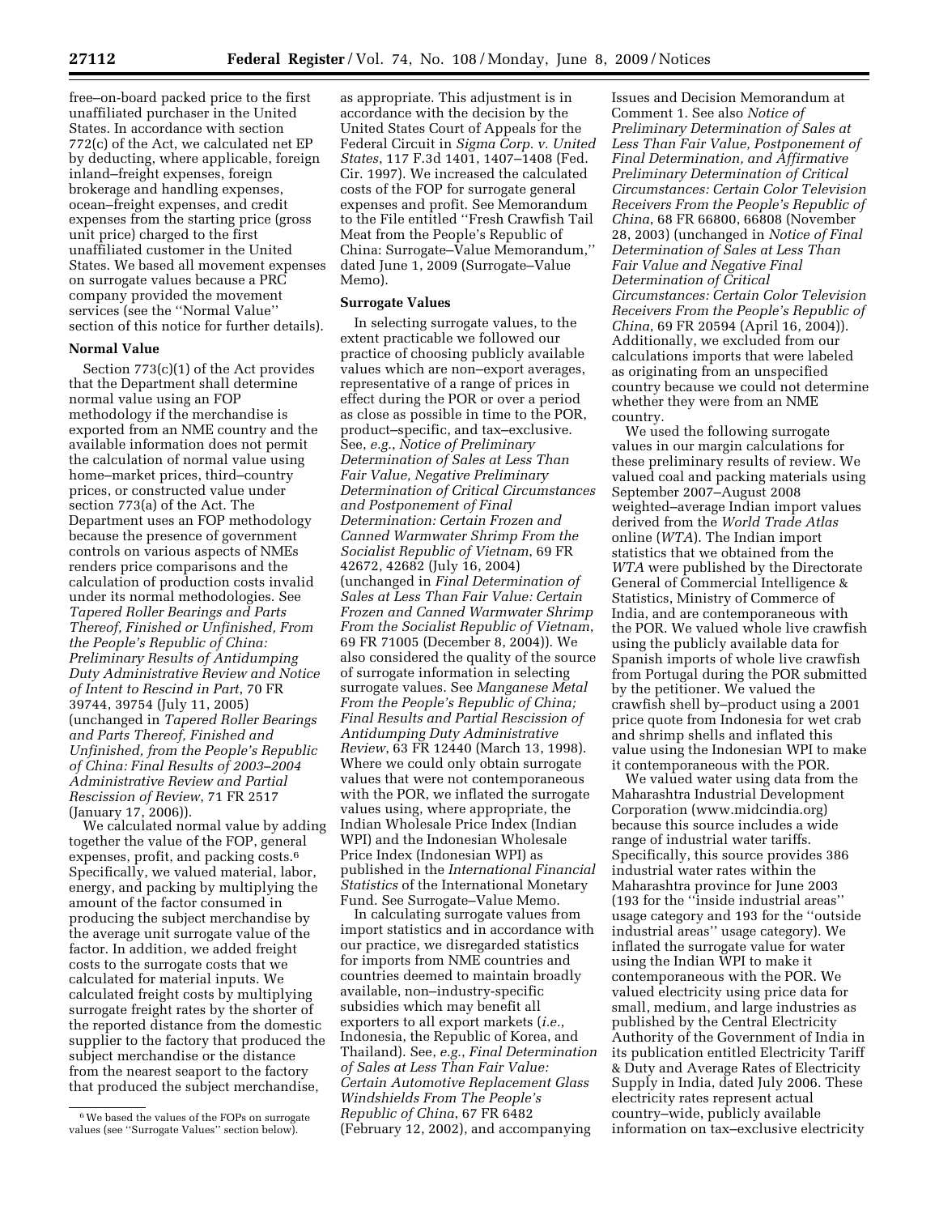free–on-board packed price to the first unaffiliated purchaser in the United States. In accordance with section 772(c) of the Act, we calculated net EP by deducting, where applicable, foreign inland–freight expenses, foreign brokerage and handling expenses, ocean–freight expenses, and credit expenses from the starting price (gross unit price) charged to the first unaffiliated customer in the United States. We based all movement expenses on surrogate values because a PRC company provided the movement services (see the ''Normal Value'' section of this notice for further details).

### Normal Value

Section 773(c)(1) of the Act provides that the Department shall determine normal value using an FOP methodology if the merchandise is exported from an NME country and the available information does not permit the calculation of normal value using home–market prices, third–country prices, or constructed value under section 773(a) of the Act. The Department uses an FOP methodology because the presence of government controls on various aspects of NMEs renders price comparisons and the calculation of production costs invalid under its normal methodologies. See *Tapered Roller Bearings and Parts Thereof, Finished or Unfinished, From the People's Republic of China: Preliminary Results of Antidumping Duty Administrative Review and Notice of Intent to Rescind in Part*, 70 FR 39744, 39754 (July 11, 2005) (unchanged in *Tapered Roller Bearings and Parts Thereof, Finished and Unfinished, from the People's Republic of China: Final Results of 2003–2004 Administrative Review and Partial Rescission of Review*, 71 FR 2517 (January 17, 2006)).

We calculated normal value by adding together the value of the FOP, general expenses, profit, and packing costs.[6] Specifically, we valued material, labor, energy, and packing by multiplying the amount of the factor consumed in producing the subject merchandise by the average unit surrogate value of the factor. In addition, we added freight costs to the surrogate costs that we calculated for material inputs. We calculated freight costs by multiplying surrogate freight rates by the shorter of the reported distance from the domestic supplier to the factory that produced the subject merchandise or the distance from the nearest seaport to the factory that produced the subject merchandise, as appropriate. This adjustment is in accordance with the decision by the United States Court of Appeals for the Federal Circuit in *Sigma Corp. v. United States*, 117 F.3d 1401, 1407–1408 (Fed. Cir. 1997). We increased the calculated costs of the FOP for surrogate general expenses and profit. See Memorandum to the File entitled ''Fresh Crawfish Tail Meat from the People's Republic of China: Surrogate–Value Memorandum,'' dated June 1, 2009 (Surrogate–Value Memo).

### Surrogate Values

In selecting surrogate values, to the extent practicable we followed our practice of choosing publicly available values which are non–export averages, representative of a range of prices in effect during the POR or over a period as close as possible in time to the POR, product–specific, and tax–exclusive. See, *e.g.*, *Notice of Preliminary Determination of Sales at Less Than Fair Value, Negative Preliminary Determination of Critical Circumstances and Postponement of Final Determination: Certain Frozen and Canned Warmwater Shrimp From the Socialist Republic of Vietnam*, 69 FR 42672, 42682 (July 16, 2004) (unchanged in *Final Determination of Sales at Less Than Fair Value: Certain Frozen and Canned Warmwater Shrimp From the Socialist Republic of Vietnam*, 69 FR 71005 (December 8, 2004)). We also considered the quality of the source of surrogate information in selecting surrogate values. See *Manganese Metal From the People's Republic of China; Final Results and Partial Rescission of Antidumping Duty Administrative Review*, 63 FR 12440 (March 13, 1998). Where we could only obtain surrogate values that were not contemporaneous with the POR, we inflated the surrogate values using, where appropriate, the Indian Wholesale Price Index (Indian WPI) and the Indonesian Wholesale Price Index (Indonesian WPI) as published in the *International Financial Statistics* of the International Monetary Fund. See Surrogate–Value Memo.

In calculating surrogate values from import statistics and in accordance with our practice, we disregarded statistics for imports from NME countries and countries deemed to maintain broadly available, non–industry-specific subsidies which may benefit all exporters to all export markets (*i.e.*, Indonesia, the Republic of Korea, and Thailand). See, *e.g.*, *Final Determination of Sales at Less Than Fair Value: Certain Automotive Replacement Glass Windshields From The People's Republic of China*, 67 FR 6482 (February 12, 2002), and accompanying Issues and Decision Memorandum at Comment 1. See also *Notice of Preliminary Determination of Sales at Less Than Fair Value, Postponement of Final Determination, and Affirmative Preliminary Determination of Critical Circumstances: Certain Color Television Receivers From the People's Republic of China*, 68 FR 66800, 66808 (November 28, 2003) (unchanged in *Notice of Final Determination of Sales at Less Than Fair Value and Negative Final Determination of Critical Circumstances: Certain Color Television Receivers From the People's Republic of China*, 69 FR 20594 (April 16, 2004)). Additionally, we excluded from our calculations imports that were labeled as originating from an unspecified country because we could not determine whether they were from an NME country.

We used the following surrogate values in our margin calculations for these preliminary results of review. We valued coal and packing materials using September 2007–August 2008 weighted–average Indian import values derived from the *World Trade Atlas* online (*WTA*). The Indian import statistics that we obtained from the *WTA* were published by the Directorate General of Commercial Intelligence & Statistics, Ministry of Commerce of India, and are contemporaneous with the POR. We valued whole live crawfish using the publicly available data for Spanish imports of whole live crawfish from Portugal during the POR submitted by the petitioner. We valued the crawfish shell by–product using a 2001 price quote from Indonesia for wet crab and shrimp shells and inflated this value using the Indonesian WPI to make it contemporaneous with the POR.

We valued water using data from the Maharashtra Industrial Development Corporation (www.midcindia.org) because this source includes a wide range of industrial water tariffs. Specifically, this source provides 386 industrial water rates within the Maharashtra province for June 2003 (193 for the ''inside industrial areas'' usage category and 193 for the ''outside industrial areas'' usage category). We inflated the surrogate value for water using the Indian WPI to make it contemporaneous with the POR. We valued electricity using price data for small, medium, and large industries as published by the Central Electricity Authority of the Government of India in its publication entitled Electricity Tariff & Duty and Average Rates of Electricity Supply in India, dated July 2006. These electricity rates represent actual country–wide, publicly available information on tax–exclusive electricity

[6] We based the values of the FOPs on surrogate values (see ''Surrogate Values'' section below).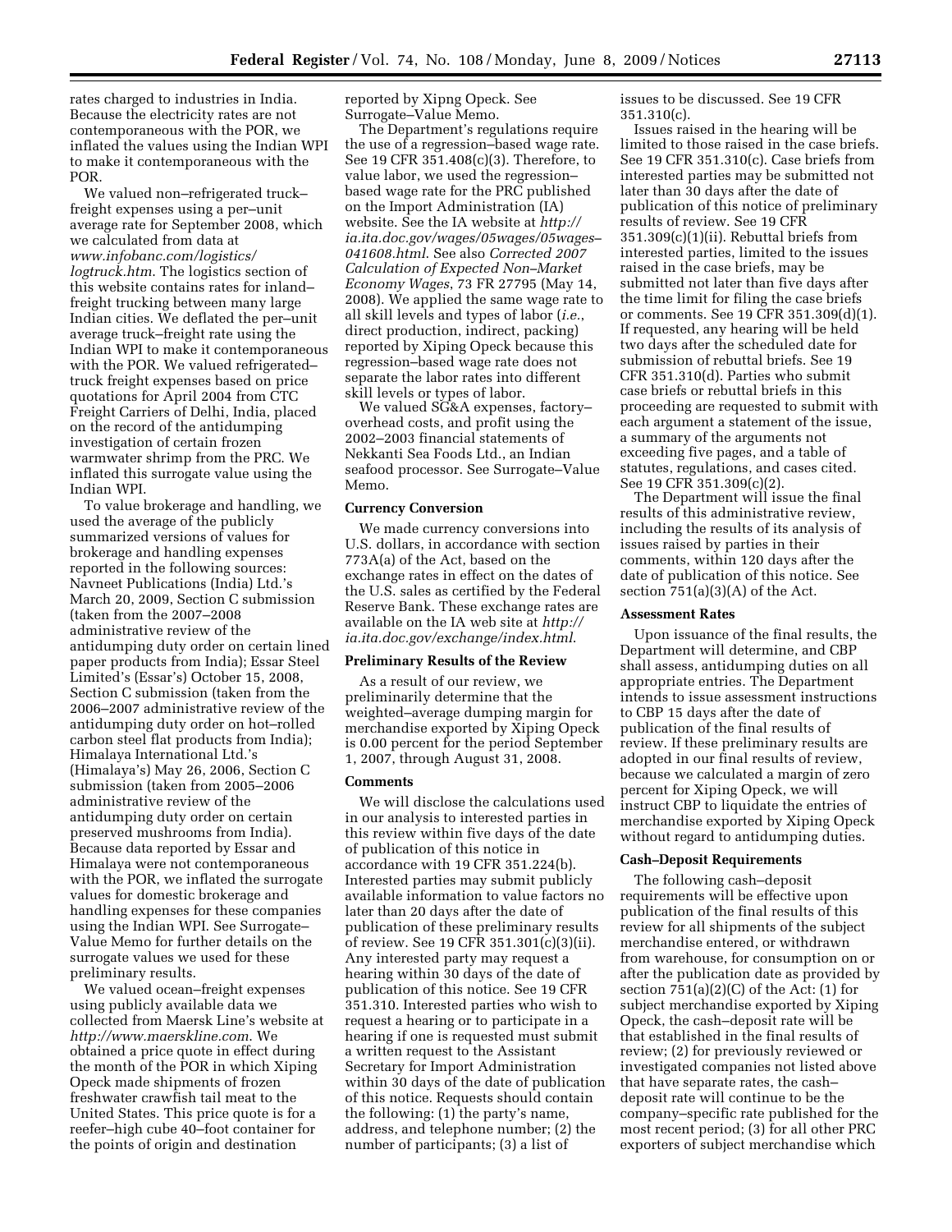rates charged to industries in India. Because the electricity rates are not contemporaneous with the POR, we inflated the values using the Indian WPI to make it contemporaneous with the POR.

We valued non–refrigerated truck–freight expenses using a per–unit average rate for September 2008, which we calculated from data at *www.infobanc.com/logistics/logtruck.htm*. The logistics section of this website contains rates for inland–freight trucking between many large Indian cities. We deflated the per–unit average truck–freight rate using the Indian WPI to make it contemporaneous with the POR. We valued refrigerated–truck freight expenses based on price quotations for April 2004 from CTC Freight Carriers of Delhi, India, placed on the record of the antidumping investigation of certain frozen warmwater shrimp from the PRC. We inflated this surrogate value using the Indian WPI.

To value brokerage and handling, we used the average of the publicly summarized versions of values for brokerage and handling expenses reported in the following sources: Navneet Publications (India) Ltd.'s March 20, 2009, Section C submission (taken from the 2007–2008 administrative review of the antidumping duty order on certain lined paper products from India); Essar Steel Limited's (Essar's) October 15, 2008, Section C submission (taken from the 2006–2007 administrative review of the antidumping duty order on hot–rolled carbon steel flat products from India); Himalaya International Ltd.'s (Himalaya's) May 26, 2006, Section C submission (taken from 2005–2006 administrative review of the antidumping duty order on certain preserved mushrooms from India). Because data reported by Essar and Himalaya were not contemporaneous with the POR, we inflated the surrogate values for domestic brokerage and handling expenses for these companies using the Indian WPI. See Surrogate–Value Memo for further details on the surrogate values we used for these preliminary results.

We valued ocean–freight expenses using publicly available data we collected from Maersk Line's website at *http://www.maerskline.com*. We obtained a price quote in effect during the month of the POR in which Xiping Opeck made shipments of frozen freshwater crawfish tail meat to the United States. This price quote is for a reefer–high cube 40–foot container for the points of origin and destination reported by Xipng Opeck. See Surrogate–Value Memo.

The Department's regulations require the use of a regression–based wage rate. See 19 CFR 351.408(c)(3). Therefore, to value labor, we used the regression–based wage rate for the PRC published on the Import Administration (IA) website. See the IA website at *http://ia.ita.doc.gov/wages/05wages/05wages–041608.html*. See also *Corrected 2007 Calculation of Expected Non–Market Economy Wages*, 73 FR 27795 (May 14, 2008). We applied the same wage rate to all skill levels and types of labor (*i.e.*, direct production, indirect, packing) reported by Xiping Opeck because this regression–based wage rate does not separate the labor rates into different skill levels or types of labor.

We valued SG&A expenses, factory–overhead costs, and profit using the 2002–2003 financial statements of Nekkanti Sea Foods Ltd., an Indian seafood processor. See Surrogate–Value Memo.

**Currency Conversion**

We made currency conversions into U.S. dollars, in accordance with section 773A(a) of the Act, based on the exchange rates in effect on the dates of the U.S. sales as certified by the Federal Reserve Bank. These exchange rates are available on the IA web site at *http://ia.ita.doc.gov/exchange/index.html*.

**Preliminary Results of the Review**

As a result of our review, we preliminarily determine that the weighted–average dumping margin for merchandise exported by Xiping Opeck is 0.00 percent for the period September 1, 2007, through August 31, 2008.

**Comments**

We will disclose the calculations used in our analysis to interested parties in this review within five days of the date of publication of this notice in accordance with 19 CFR 351.224(b). Interested parties may submit publicly available information to value factors no later than 20 days after the date of publication of these preliminary results of review. See 19 CFR 351.301(c)(3)(ii). Any interested party may request a hearing within 30 days of the date of publication of this notice. See 19 CFR 351.310. Interested parties who wish to request a hearing or to participate in a hearing if one is requested must submit a written request to the Assistant Secretary for Import Administration within 30 days of the date of publication of this notice. Requests should contain the following: (1) the party's name, address, and telephone number; (2) the number of participants; (3) a list of issues to be discussed. See 19 CFR 351.310(c).

Issues raised in the hearing will be limited to those raised in the case briefs. See 19 CFR 351.310(c). Case briefs from interested parties may be submitted not later than 30 days after the date of publication of this notice of preliminary results of review. See 19 CFR 351.309(c)(1)(ii). Rebuttal briefs from interested parties, limited to the issues raised in the case briefs, may be submitted not later than five days after the time limit for filing the case briefs or comments. See 19 CFR 351.309(d)(1). If requested, any hearing will be held two days after the scheduled date for submission of rebuttal briefs. See 19 CFR 351.310(d). Parties who submit case briefs or rebuttal briefs in this proceeding are requested to submit with each argument a statement of the issue, a summary of the arguments not exceeding five pages, and a table of statutes, regulations, and cases cited. See 19 CFR 351.309(c)(2).

The Department will issue the final results of this administrative review, including the results of its analysis of issues raised by parties in their comments, within 120 days after the date of publication of this notice. See section 751(a)(3)(A) of the Act.

**Assessment Rates**

Upon issuance of the final results, the Department will determine, and CBP shall assess, antidumping duties on all appropriate entries. The Department intends to issue assessment instructions to CBP 15 days after the date of publication of the final results of review. If these preliminary results are adopted in our final results of review, because we calculated a margin of zero percent for Xiping Opeck, we will instruct CBP to liquidate the entries of merchandise exported by Xiping Opeck without regard to antidumping duties.

**Cash–Deposit Requirements**

The following cash–deposit requirements will be effective upon publication of the final results of this review for all shipments of the subject merchandise entered, or withdrawn from warehouse, for consumption on or after the publication date as provided by section 751(a)(2)(C) of the Act: (1) for subject merchandise exported by Xiping Opeck, the cash–deposit rate will be that established in the final results of review; (2) for previously reviewed or investigated companies not listed above that have separate rates, the cash–deposit rate will continue to be the company–specific rate published for the most recent period; (3) for all other PRC exporters of subject merchandise which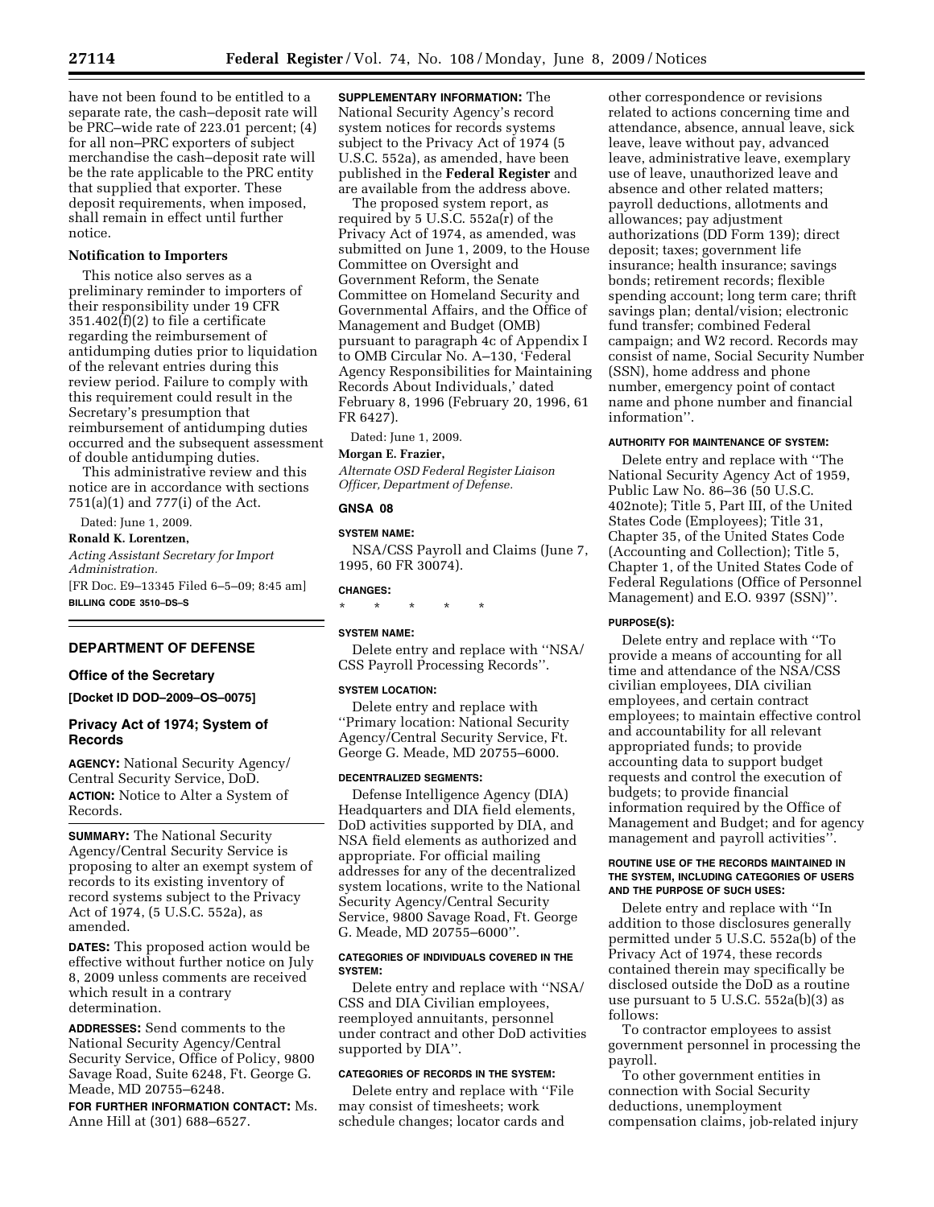have not been found to be entitled to a separate rate, the cash–deposit rate will be PRC–wide rate of 223.01 percent; (4) for all non–PRC exporters of subject merchandise the cash–deposit rate will be the rate applicable to the PRC entity that supplied that exporter. These deposit requirements, when imposed, shall remain in effect until further notice.

**Notification to Importers**

This notice also serves as a preliminary reminder to importers of their responsibility under 19 CFR 351.402(f)(2) to file a certificate regarding the reimbursement of antidumping duties prior to liquidation of the relevant entries during this review period. Failure to comply with this requirement could result in the Secretary's presumption that reimbursement of antidumping duties occurred and the subsequent assessment of double antidumping duties.

This administrative review and this notice are in accordance with sections 751(a)(1) and 777(i) of the Act.

Dated: June 1, 2009.

**Ronald K. Lorentzen,**

*Acting Assistant Secretary for Import Administration.*

[FR Doc. E9–13345 Filed 6–5–09; 8:45 am]

**BILLING CODE 3510–DS–S**

## DEPARTMENT OF DEFENSE

### Office of the Secretary

**[Docket ID DOD–2009–OS–0075]**

### Privacy Act of 1974; System of Records

**AGENCY:** National Security Agency/Central Security Service, DoD.

**ACTION:** Notice to Alter a System of Records.

**SUMMARY:** The National Security Agency/Central Security Service is proposing to alter an exempt system of records to its existing inventory of record systems subject to the Privacy Act of 1974, (5 U.S.C. 552a), as amended.

**DATES:** This proposed action would be effective without further notice on July 8, 2009 unless comments are received which result in a contrary determination.

**ADDRESSES:** Send comments to the National Security Agency/Central Security Service, Office of Policy, 9800 Savage Road, Suite 6248, Ft. George G. Meade, MD 20755–6248.

**FOR FURTHER INFORMATION CONTACT:** Ms. Anne Hill at (301) 688–6527.

**SUPPLEMENTARY INFORMATION:** The National Security Agency's record system notices for records systems subject to the Privacy Act of 1974 (5 U.S.C. 552a), as amended, have been published in the **Federal Register** and are available from the address above.

The proposed system report, as required by 5 U.S.C. 552a(r) of the Privacy Act of 1974, as amended, was submitted on June 1, 2009, to the House Committee on Oversight and Government Reform, the Senate Committee on Homeland Security and Governmental Affairs, and the Office of Management and Budget (OMB) pursuant to paragraph 4c of Appendix I to OMB Circular No. A–130, 'Federal Agency Responsibilities for Maintaining Records About Individuals,' dated February 8, 1996 (February 20, 1996, 61 FR 6427).

Dated: June 1, 2009.

**Morgan E. Frazier,**

*Alternate OSD Federal Register Liaison Officer, Department of Defense.*

#### GNSA 08

##### SYSTEM NAME:

NSA/CSS Payroll and Claims (June 7, 1995, 60 FR 30074).

##### CHANGES:

\* \* \* \* \*

##### SYSTEM NAME:

Delete entry and replace with ''NSA/CSS Payroll Processing Records''.

##### SYSTEM LOCATION:

Delete entry and replace with ''Primary location: National Security Agency/Central Security Service, Ft. George G. Meade, MD 20755–6000.

##### DECENTRALIZED SEGMENTS:

Defense Intelligence Agency (DIA) Headquarters and DIA field elements, DoD activities supported by DIA, and NSA field elements as authorized and appropriate. For official mailing addresses for any of the decentralized system locations, write to the National Security Agency/Central Security Service, 9800 Savage Road, Ft. George G. Meade, MD 20755–6000''.

##### CATEGORIES OF INDIVIDUALS COVERED IN THE SYSTEM:

Delete entry and replace with ''NSA/CSS and DIA Civilian employees, reemployed annuitants, personnel under contract and other DoD activities supported by DIA''.

##### CATEGORIES OF RECORDS IN THE SYSTEM:

Delete entry and replace with ''File may consist of timesheets; work schedule changes; locator cards and other correspondence or revisions related to actions concerning time and attendance, absence, annual leave, sick leave, leave without pay, advanced leave, administrative leave, exemplary use of leave, unauthorized leave and absence and other related matters; payroll deductions, allotments and allowances; pay adjustment authorizations (DD Form 139); direct deposit; taxes; government life insurance; health insurance; savings bonds; retirement records; flexible spending account; long term care; thrift savings plan; dental/vision; electronic fund transfer; combined Federal campaign; and W2 record. Records may consist of name, Social Security Number (SSN), home address and phone number, emergency point of contact name and phone number and financial information''.

##### AUTHORITY FOR MAINTENANCE OF SYSTEM:

Delete entry and replace with ''The National Security Agency Act of 1959, Public Law No. 86–36 (50 U.S.C. 402note); Title 5, Part III, of the United States Code (Employees); Title 31, Chapter 35, of the United States Code (Accounting and Collection); Title 5, Chapter 1, of the United States Code of Federal Regulations (Office of Personnel Management) and E.O. 9397 (SSN)''.

##### PURPOSE(S):

Delete entry and replace with ''To provide a means of accounting for all time and attendance of the NSA/CSS civilian employees, DIA civilian employees, and certain contract employees; to maintain effective control and accountability for all relevant appropriated funds; to provide accounting data to support budget requests and control the execution of budgets; to provide financial information required by the Office of Management and Budget; and for agency management and payroll activities''.

##### ROUTINE USE OF THE RECORDS MAINTAINED IN THE SYSTEM, INCLUDING CATEGORIES OF USERS AND THE PURPOSE OF SUCH USES:

Delete entry and replace with ''In addition to those disclosures generally permitted under 5 U.S.C. 552a(b) of the Privacy Act of 1974, these records contained therein may specifically be disclosed outside the DoD as a routine use pursuant to 5 U.S.C. 552a(b)(3) as follows:

To contractor employees to assist government personnel in processing the payroll.

To other government entities in connection with Social Security deductions, unemployment compensation claims, job-related injury